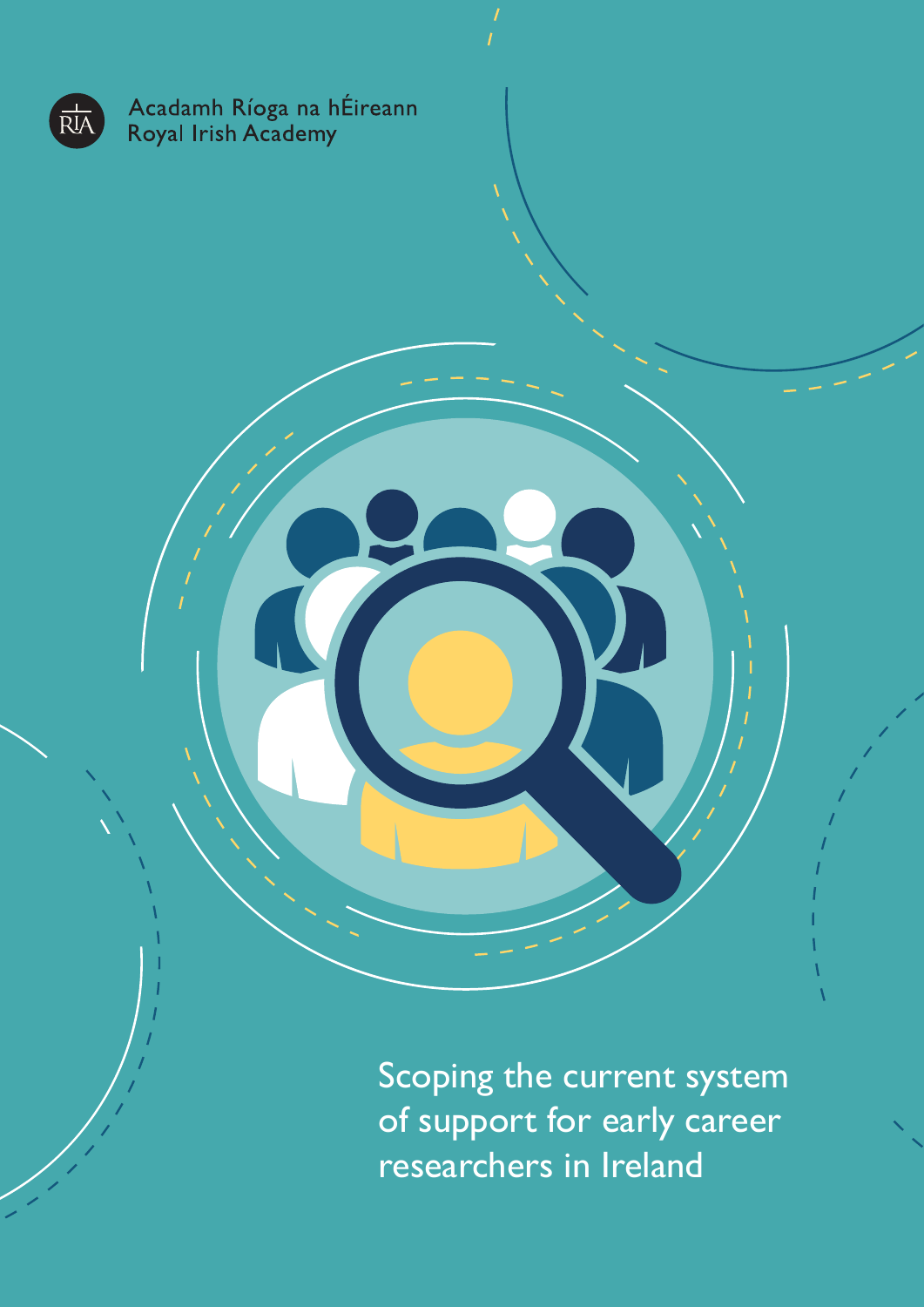Acadamh Ríoga na hÉireann
Royal Irish Academy

# Scoping the current system of support for early career researchers in Ireland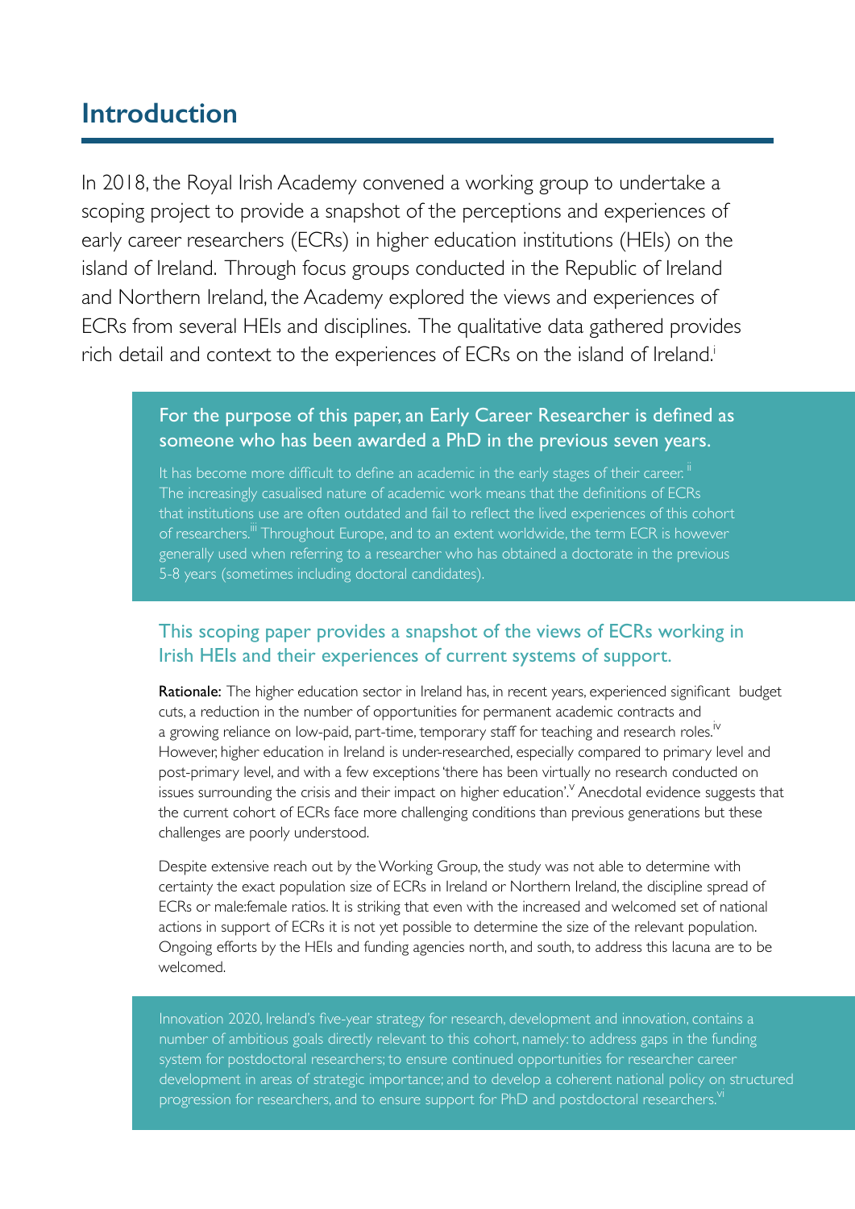# Introduction

In 2018, the Royal Irish Academy convened a working group to undertake a scoping project to provide a snapshot of the perceptions and experiences of early career researchers (ECRs) in higher education institutions (HEIs) on the island of Ireland. Through focus groups conducted in the Republic of Ireland and Northern Ireland, the Academy explored the views and experiences of ECRs from several HEIs and disciplines. The qualitative data gathered provides rich detail and context to the experiences of ECRs on the island of Ireland.[i]

**For the purpose of this paper, an Early Career Researcher is defined as someone who has been awarded a PhD in the previous seven years.**

It has become more difficult to define an academic in the early stages of their career.[ii] The increasingly casualised nature of academic work means that the definitions of ECRs that institutions use are often outdated and fail to reflect the lived experiences of this cohort of researchers.[iii] Throughout Europe, and to an extent worldwide, the term ECR is however generally used when referring to a researcher who has obtained a doctorate in the previous 5-8 years (sometimes including doctoral candidates).

## This scoping paper provides a snapshot of the views of ECRs working in Irish HEIs and their experiences of current systems of support.

**Rationale:** The higher education sector in Ireland has, in recent years, experienced significant budget cuts, a reduction in the number of opportunities for permanent academic contracts and a growing reliance on low-paid, part-time, temporary staff for teaching and research roles.[iv] However, higher education in Ireland is under-researched, especially compared to primary level and post-primary level, and with a few exceptions 'there has been virtually no research conducted on issues surrounding the crisis and their impact on higher education'.[v] Anecdotal evidence suggests that the current cohort of ECRs face more challenging conditions than previous generations but these challenges are poorly understood.

Despite extensive reach out by the Working Group, the study was not able to determine with certainty the exact population size of ECRs in Ireland or Northern Ireland, the discipline spread of ECRs or male:female ratios. It is striking that even with the increased and welcomed set of national actions in support of ECRs it is not yet possible to determine the size of the relevant population. Ongoing efforts by the HEIs and funding agencies north, and south, to address this lacuna are to be welcomed.

Innovation 2020, Ireland's five-year strategy for research, development and innovation, contains a number of ambitious goals directly relevant to this cohort, namely: to address gaps in the funding system for postdoctoral researchers; to ensure continued opportunities for researcher career development in areas of strategic importance; and to develop a coherent national policy on structured progression for researchers, and to ensure support for PhD and postdoctoral researchers.[vi]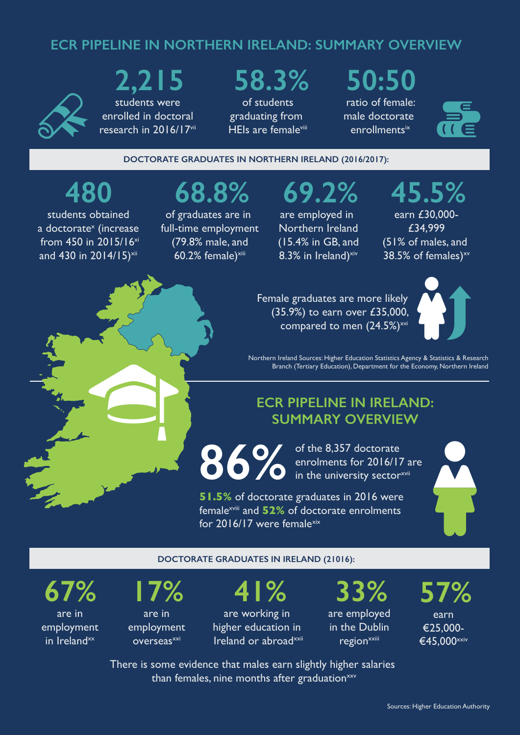## ECR PIPELINE IN NORTHERN IRELAND: SUMMARY OVERVIEW

**2,215** students were enrolled in doctoral research in 2016/17[vii]

**58.3%** of students graduating from HEIs are female[viii]

**50:50** ratio of female: male doctorate enrollments[ix]

### DOCTORATE GRADUATES IN NORTHERN IRELAND (2016/2017):

**480** students obtained a doctorate[x] (increase from 450 in 2015/16[xi] and 430 in 2014/15)[xii]

**68.8%** of graduates are in full-time employment (79.8% male, and 60.2% female)[xiii]

**69.2%** are employed in Northern Ireland (15.4% in GB, and 8.3% in Ireland)[xiv]

**45.5%** earn £30,000-£34,999 (51% of males, and 38.5% of females)[xv]

Female graduates are more likely (35.9%) to earn over £35,000, compared to men (24.5%)[xvi]

Northern Ireland Sources: Higher Education Statistics Agency & Statistics & Research Branch (Tertiary Education), Department for the Economy, Northern Ireland

## ECR PIPELINE IN IRELAND: SUMMARY OVERVIEW

**86%** of the 8,357 doctorate enrolments for 2016/17 are in the university sector[xvii]

**51.5%** of doctorate graduates in 2016 were female[xviii] and **52%** of doctorate enrolments for 2016/17 were female[xix]

### DOCTORATE GRADUATES IN IRELAND (21016):

**67%** are in employment in Ireland[xx]

**17%** are in employment overseas[xxi]

**41%** are working in higher education in Ireland or abroad[xxii]

**33%** are employed in the Dublin region[xxiii]

**57%** earn €25,000-€45,000[xxiv]

There is some evidence that males earn slightly higher salaries than females, nine months after graduation[xxv]

Sources: Higher Education Authority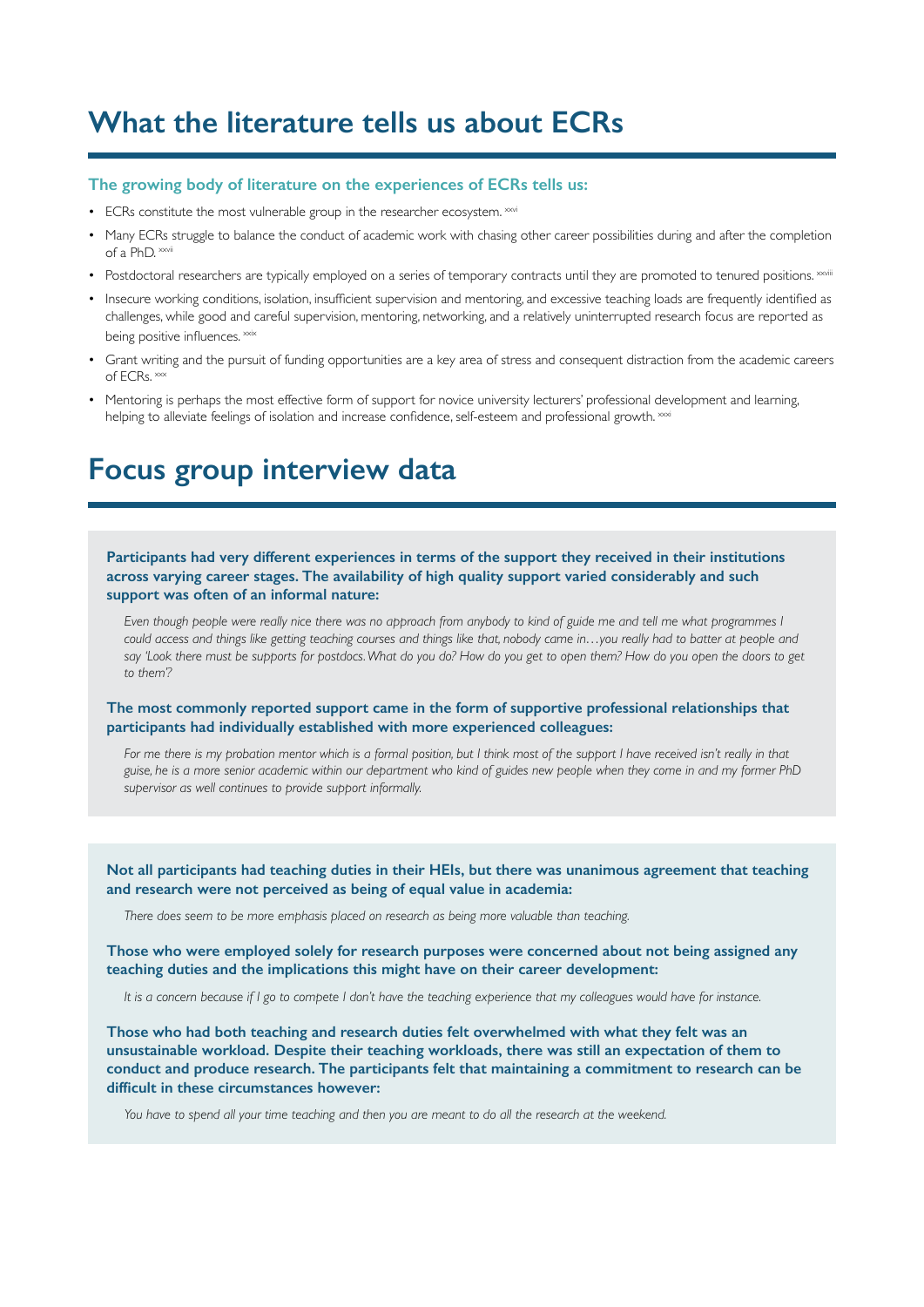# What the literature tells us about ECRs

### The growing body of literature on the experiences of ECRs tells us:

- ECRs constitute the most vulnerable group in the researcher ecosystem. [xxvi]
- Many ECRs struggle to balance the conduct of academic work with chasing other career possibilities during and after the completion of a PhD. [xxvii]
- Postdoctoral researchers are typically employed on a series of temporary contracts until they are promoted to tenured positions. [xxviii]
- Insecure working conditions, isolation, insufficient supervision and mentoring, and excessive teaching loads are frequently identified as challenges, while good and careful supervision, mentoring, networking, and a relatively uninterrupted research focus are reported as being positive influences. [xxix]
- Grant writing and the pursuit of funding opportunities are a key area of stress and consequent distraction from the academic careers of ECRs. [xxx]
- Mentoring is perhaps the most effective form of support for novice university lecturers' professional development and learning, helping to alleviate feelings of isolation and increase confidence, self-esteem and professional growth. [xxxi]

# Focus group interview data

**Participants had very different experiences in terms of the support they received in their institutions across varying career stages. The availability of high quality support varied considerably and such support was often of an informal nature:**

*Even though people were really nice there was no approach from anybody to kind of guide me and tell me what programmes I could access and things like getting teaching courses and things like that, nobody came in…you really had to batter at people and say 'Look there must be supports for postdocs. What do you do? How do you get to open them? How do you open the doors to get to them?'*

**The most commonly reported support came in the form of supportive professional relationships that participants had individually established with more experienced colleagues:**

*For me there is my probation mentor which is a formal position, but I think most of the support I have received isn't really in that guise, he is a more senior academic within our department who kind of guides new people when they come in and my former PhD supervisor as well continues to provide support informally.*

**Not all participants had teaching duties in their HEIs, but there was unanimous agreement that teaching and research were not perceived as being of equal value in academia:**

*There does seem to be more emphasis placed on research as being more valuable than teaching.*

**Those who were employed solely for research purposes were concerned about not being assigned any teaching duties and the implications this might have on their career development:**

*It is a concern because if I go to compete I don't have the teaching experience that my colleagues would have for instance.*

**Those who had both teaching and research duties felt overwhelmed with what they felt was an unsustainable workload. Despite their teaching workloads, there was still an expectation of them to conduct and produce research. The participants felt that maintaining a commitment to research can be difficult in these circumstances however:**

*You have to spend all your time teaching and then you are meant to do all the research at the weekend.*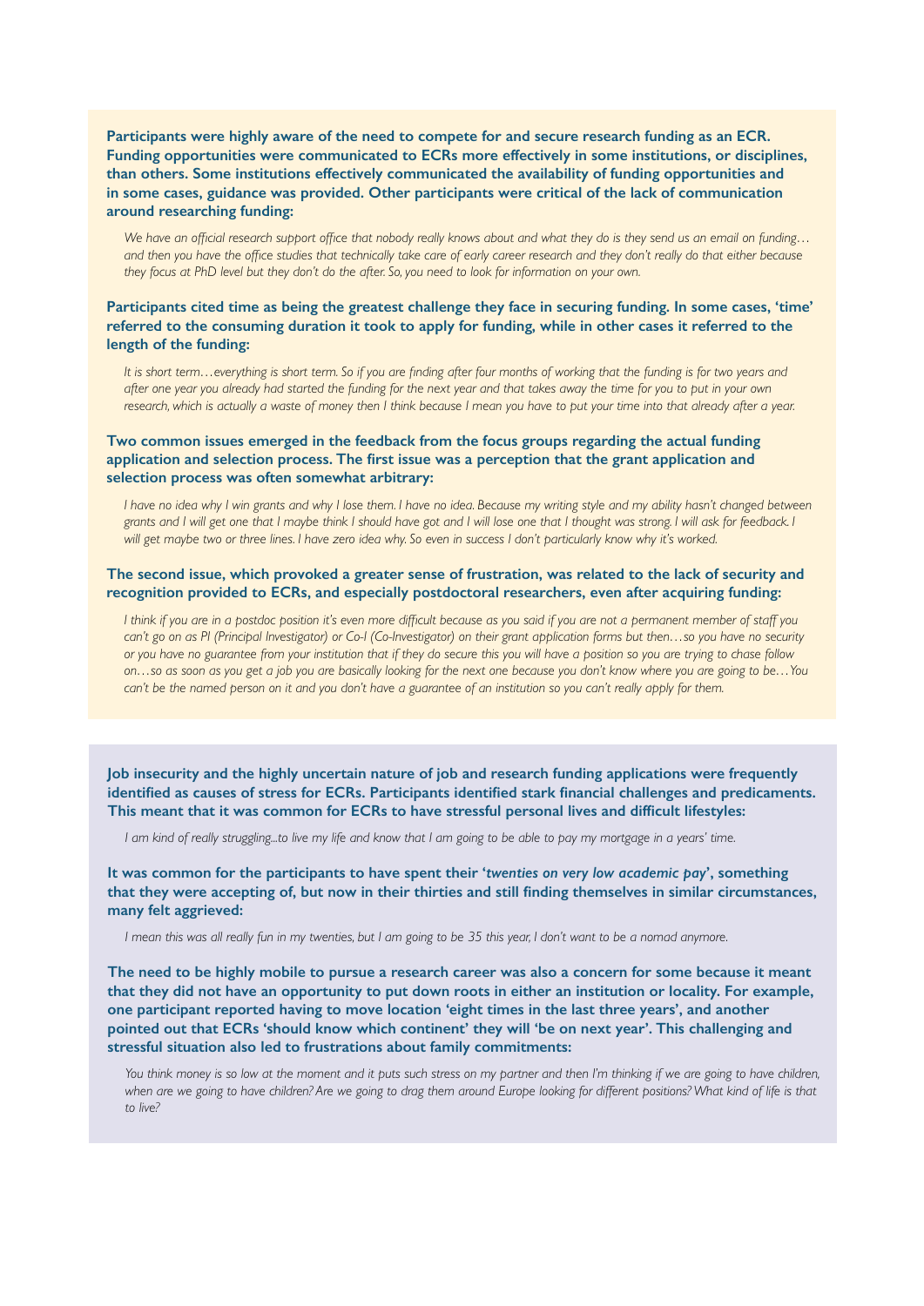**Participants were highly aware of the need to compete for and secure research funding as an ECR. Funding opportunities were communicated to ECRs more effectively in some institutions, or disciplines, than others. Some institutions effectively communicated the availability of funding opportunities and in some cases, guidance was provided. Other participants were critical of the lack of communication around researching funding:**

*We have an official research support office that nobody really knows about and what they do is they send us an email on funding… and then you have the office studies that technically take care of early career research and they don't really do that either because they focus at PhD level but they don't do the after. So, you need to look for information on your own.*

**Participants cited time as being the greatest challenge they face in securing funding. In some cases, 'time' referred to the consuming duration it took to apply for funding, while in other cases it referred to the length of the funding:**

*It is short term…everything is short term. So if you are finding after four months of working that the funding is for two years and after one year you already had started the funding for the next year and that takes away the time for you to put in your own research, which is actually a waste of money then I think because I mean you have to put your time into that already after a year.*

**Two common issues emerged in the feedback from the focus groups regarding the actual funding application and selection process. The first issue was a perception that the grant application and selection process was often somewhat arbitrary:**

*I have no idea why I win grants and why I lose them. I have no idea. Because my writing style and my ability hasn't changed between grants and I will get one that I maybe think I should have got and I will lose one that I thought was strong. I will ask for feedback. I will get maybe two or three lines. I have zero idea why. So even in success I don't particularly know why it's worked.*

**The second issue, which provoked a greater sense of frustration, was related to the lack of security and recognition provided to ECRs, and especially postdoctoral researchers, even after acquiring funding:**

*I think if you are in a postdoc position it's even more difficult because as you said if you are not a permanent member of staff you can't go on as PI (Principal Investigator) or Co-I (Co-Investigator) on their grant application forms but then…so you have no security or you have no guarantee from your institution that if they do secure this you will have a position so you are trying to chase follow on…so as soon as you get a job you are basically looking for the next one because you don't know where you are going to be…You can't be the named person on it and you don't have a guarantee of an institution so you can't really apply for them.*

**Job insecurity and the highly uncertain nature of job and research funding applications were frequently identified as causes of stress for ECRs. Participants identified stark financial challenges and predicaments. This meant that it was common for ECRs to have stressful personal lives and difficult lifestyles:**

*I am kind of really struggling...to live my life and know that I am going to be able to pay my mortgage in a years' time.*

**It was common for the participants to have spent their '*twenties on very low academic pay*', something that they were accepting of, but now in their thirties and still finding themselves in similar circumstances, many felt aggrieved:**

*I mean this was all really fun in my twenties, but I am going to be 35 this year, I don't want to be a nomad anymore.*

**The need to be highly mobile to pursue a research career was also a concern for some because it meant that they did not have an opportunity to put down roots in either an institution or locality. For example, one participant reported having to move location 'eight times in the last three years', and another pointed out that ECRs 'should know which continent' they will 'be on next year'. This challenging and stressful situation also led to frustrations about family commitments:**

*You think money is so low at the moment and it puts such stress on my partner and then I'm thinking if we are going to have children, when are we going to have children? Are we going to drag them around Europe looking for different positions? What kind of life is that to live?*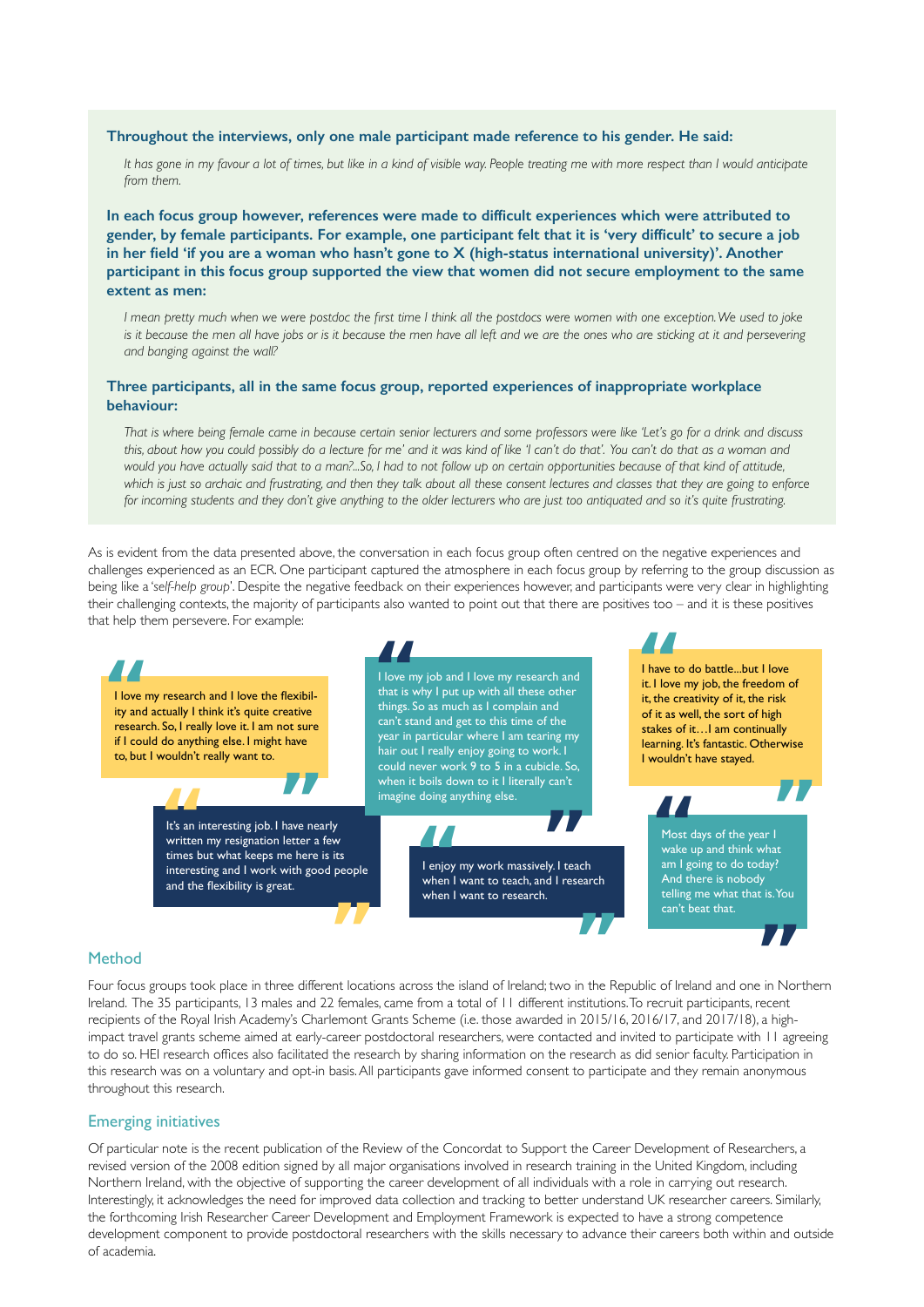**Throughout the interviews, only one male participant made reference to his gender. He said:**

*It has gone in my favour a lot of times, but like in a kind of visible way. People treating me with more respect than I would anticipate from them.*

**In each focus group however, references were made to difficult experiences which were attributed to gender, by female participants. For example, one participant felt that it is 'very difficult' to secure a job in her field 'if you are a woman who hasn't gone to X (high-status international university)'. Another participant in this focus group supported the view that women did not secure employment to the same extent as men:**

*I mean pretty much when we were postdoc the first time I think all the postdocs were women with one exception. We used to joke is it because the men all have jobs or is it because the men have all left and we are the ones who are sticking at it and persevering and banging against the wall?*

**Three participants, all in the same focus group, reported experiences of inappropriate workplace behaviour:**

*That is where being female came in because certain senior lecturers and some professors were like 'Let's go for a drink and discuss this, about how you could possibly do a lecture for me' and it was kind of like 'I can't do that'. You can't do that as a woman and would you have actually said that to a man?...So, I had to not follow up on certain opportunities because of that kind of attitude, which is just so archaic and frustrating, and then they talk about all these consent lectures and classes that they are going to enforce for incoming students and they don't give anything to the older lecturers who are just too antiquated and so it's quite frustrating.*

As is evident from the data presented above, the conversation in each focus group often centred on the negative experiences and challenges experienced as an ECR. One participant captured the atmosphere in each focus group by referring to the group discussion as being like a '*self-help group*'. Despite the negative feedback on their experiences however, and participants were very clear in highlighting their challenging contexts, the majority of participants also wanted to point out that there are positives too – and it is these positives that help them persevere. For example:

> I love my research and I love the flexibility and actually I think it's quite creative research. So, I really love it. I am not sure if I could do anything else. I might have to, but I wouldn't really want to.

> It's an interesting job. I have nearly written my resignation letter a few times but what keeps me here is its interesting and I work with good people and the flexibility is great.

> I love my job and I love my research and that is why I put up with all these other things. So as much as I complain and can't stand and get to this time of the year in particular where I am tearing my hair out I really enjoy going to work. I could never work 9 to 5 in a cubicle. So, when it boils down to it I literally can't imagine doing anything else.

> I enjoy my work massively. I teach when I want to teach, and I research when I want to research.

> I have to do battle...but I love it. I love my job, the freedom of it, the creativity of it, the risk of it as well, the sort of high stakes of it…I am continually learning. It's fantastic. Otherwise I wouldn't have stayed.

> Most days of the year I wake up and think what am I going to do today? And there is nobody telling me what that is. You can't beat that.

## Method

Four focus groups took place in three different locations across the island of Ireland; two in the Republic of Ireland and one in Northern Ireland. The 35 participants, 13 males and 22 females, came from a total of 11 different institutions. To recruit participants, recent recipients of the Royal Irish Academy's Charlemont Grants Scheme (i.e. those awarded in 2015/16, 2016/17, and 2017/18), a high-impact travel grants scheme aimed at early-career postdoctoral researchers, were contacted and invited to participate with 11 agreeing to do so. HEI research offices also facilitated the research by sharing information on the research as did senior faculty. Participation in this research was on a voluntary and opt-in basis. All participants gave informed consent to participate and they remain anonymous throughout this research.

## Emerging initiatives

Of particular note is the recent publication of the Review of the Concordat to Support the Career Development of Researchers, a revised version of the 2008 edition signed by all major organisations involved in research training in the United Kingdom, including Northern Ireland, with the objective of supporting the career development of all individuals with a role in carrying out research. Interestingly, it acknowledges the need for improved data collection and tracking to better understand UK researcher careers. Similarly, the forthcoming Irish Researcher Career Development and Employment Framework is expected to have a strong competence development component to provide postdoctoral researchers with the skills necessary to advance their careers both within and outside of academia.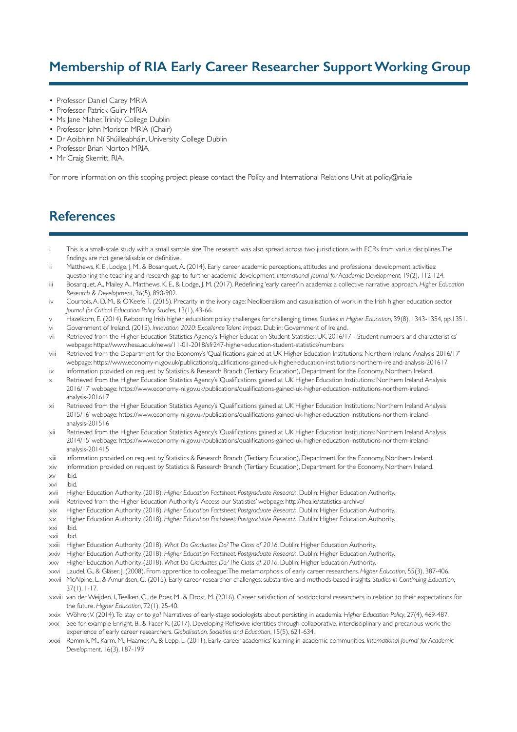## Membership of RIA Early Career Researcher Support Working Group

- Professor Daniel Carey MRIA
- Professor Patrick Guiry MRIA
- Ms Jane Maher, Trinity College Dublin
- Professor John Morison MRIA (Chair)
- Dr Aoibhinn Ní Shúilleabháin, University College Dublin
- Professor Brian Norton MRIA
- Mr Craig Skerritt, RIA.

For more information on this scoping project please contact the Policy and International Relations Unit at policy@ria.ie

## References

i This is a small-scale study with a small sample size. The research was also spread across two jurisdictions with ECRs from varius disciplines. The findings are not generalisable or definitive.

ii Matthews, K. E., Lodge, J. M., & Bosanquet, A. (2014). Early career academic perceptions, attitudes and professional development activities: questioning the teaching and research gap to further academic development. *International Journal for Academic Development*, 19(2), 112-124.

iii Bosanquet, A., Mailey, A., Matthews, K. E., & Lodge, J. M. (2017). Redefining 'early career' in academia: a collective narrative approach. *Higher Education Research & Development*, 36(5), 890-902.

iv Courtois, A. D. M., & O'Keefe, T. (2015). Precarity in the ivory cage: Neoliberalism and casualisation of work in the Irish higher education sector. *Journal for Critical Education Policy Studies*, 13(1), 43-66.

v Hazelkorn, E. (2014). Rebooting Irish higher education: policy challenges for challenging times. *Studies in Higher Education*, 39(8), 1343-1354, pp.1351.

vi Government of Ireland. (2015). *Innovation 2020: Excellence Talent Impact*. Dublin: Government of Ireland.

vii Retrieved from the Higher Education Statistics Agency's 'Higher Education Student Statistics: UK, 2016/17 - Student numbers and characteristics' webpage: https://www.hesa.ac.uk/news/11-01-2018/sfr247-higher-education-student-statistics/numbers

viii Retrieved from the Department for the Economy's 'Qualifications gained at UK Higher Education Institutions: Northern Ireland Analysis 2016/17' webpage: https://www.economy-ni.gov.uk/publications/qualifications-gained-uk-higher-education-institutions-northern-ireland-analysis-201617

ix Information provided on request by Statistics & Research Branch (Tertiary Education), Department for the Economy, Northern Ireland.

x Retrieved from the Higher Education Statistics Agency's 'Qualifications gained at UK Higher Education Institutions: Northern Ireland Analysis 2016/17' webpage: https://www.economy-ni.gov.uk/publications/qualifications-gained-uk-higher-education-institutions-northern-ireland-analysis-201617

xi Retrieved from the Higher Education Statistics Agency's 'Qualifications gained at UK Higher Education Institutions: Northern Ireland Analysis 2015/16' webpage: https://www.economy-ni.gov.uk/publications/qualifications-gained-uk-higher-education-institutions-northern-ireland-analysis-201516

xii Retrieved from the Higher Education Statistics Agency's 'Qualifications gained at UK Higher Education Institutions: Northern Ireland Analysis 2014/15' webpage: https://www.economy-ni.gov.uk/publications/qualifications-gained-uk-higher-education-institutions-northern-ireland-analysis-201415

xiii Information provided on request by Statistics & Research Branch (Tertiary Education), Department for the Economy, Northern Ireland.

xiv Information provided on request by Statistics & Research Branch (Tertiary Education), Department for the Economy, Northern Ireland.

xv Ibid.

xvi Ibid.

xvii Higher Education Authority. (2018). *Higher Education Factsheet: Postgraduate Research*. Dublin: Higher Education Authority.

xviii Retrieved from the Higher Education Authority's 'Access our Statistics' webpage: http://hea.ie/statistics-archive/

xix Higher Education Authority. (2018). *Higher Education Factsheet: Postgraduate Research*. Dublin: Higher Education Authority.

xx Higher Education Authority. (2018). *Higher Education Factsheet: Postgraduate Research*. Dublin: Higher Education Authority.

xxi Ibid.

xxii Ibid.

xxiii Higher Education Authority. (2018). *What Do Graduates Do? The Class of 2016*. Dublin: Higher Education Authority.

xxiv Higher Education Authority. (2018). *Higher Education Factsheet: Postgraduate Research*. Dublin: Higher Education Authority.

xxv Higher Education Authority. (2018). *What Do Graduates Do? The Class of 2016*. Dublin: Higher Education Authority.

xxvi Laudel, G., & Gläser, J. (2008). From apprentice to colleague: The metamorphosis of early career researchers. *Higher Education*, 55(3), 387-406.

xxvii McAlpine, L., & Amundsen, C. (2015). Early career researcher challenges: substantive and methods-based insights. *Studies in Continuing Education*, 37(1), 1-17.

xxviii van der Weijden, I., Teelken, C., de Boer, M., & Drost, M. (2016). Career satisfaction of postdoctoral researchers in relation to their expectations for the future. *Higher Education*, 72(1), 25-40.

xxix Wöhrer, V. (2014). To stay or to go? Narratives of early-stage sociologists about persisting in academia. *Higher Education Policy*, 27(4), 469-487.

xxx See for example Enright, B., & Facer, K. (2017). Developing Reflexive identities through collaborative, interdisciplinary and precarious work: the experience of early career researchers. *Globalisation, Societies and Education*, 15(5), 621-634.

xxxi Remmik, M., Karm, M., Haamer, A., & Lepp, L. (2011). Early-career academics' learning in academic communities. *International Journal for Academic Development*, 16(3), 187-199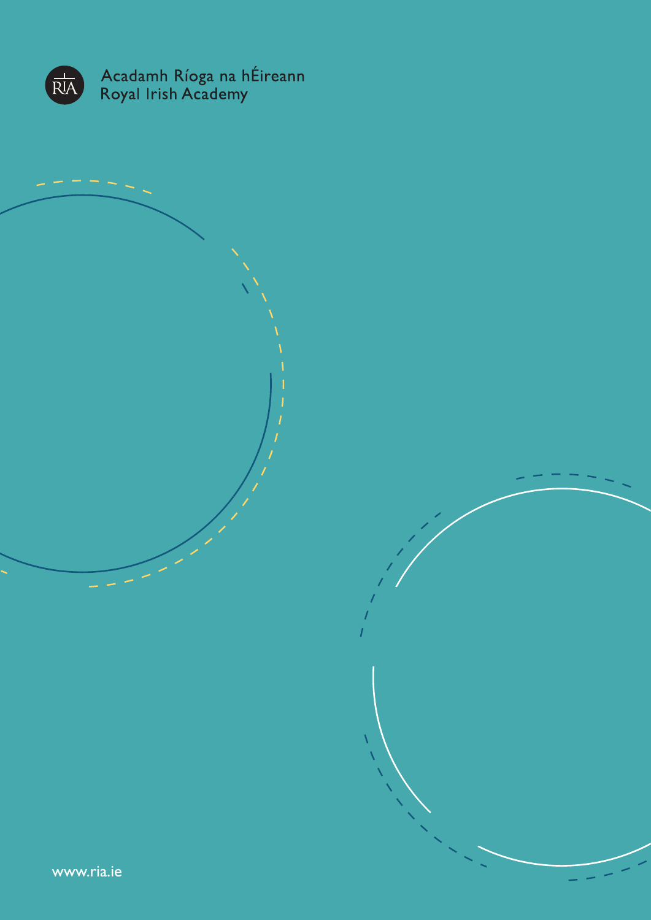Acadamh Ríoga na hÉireann
Royal Irish Academy

www.ria.ie